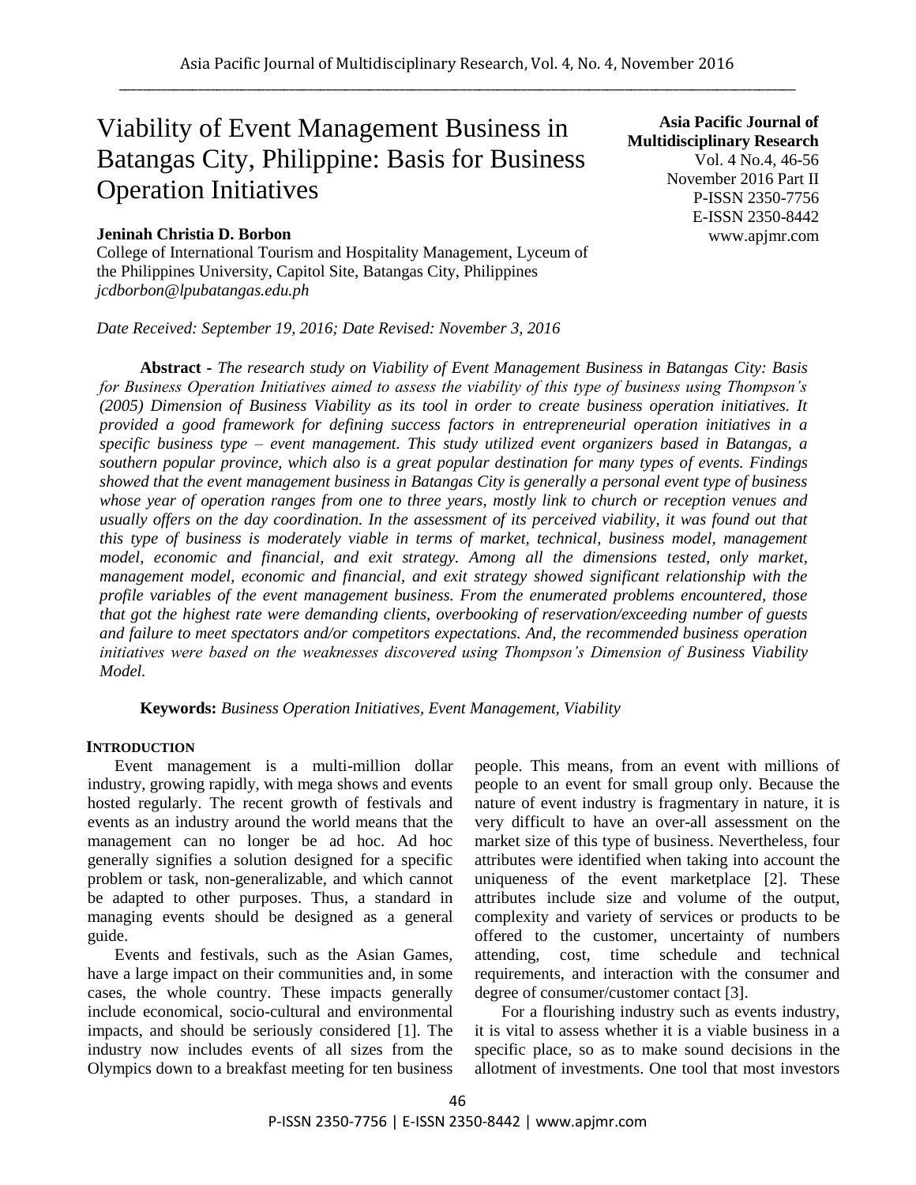# Viability of Event Management Business in Batangas City, Philippine: Basis for Business Operation Initiatives

**Asia Pacific Journal of Multidisciplinary Research**
Vol. 4 No.4, 46-56
November 2016 Part II
P-ISSN 2350-7756
E-ISSN 2350-8442
www.apjmr.com

**Jeninah Christia D. Borbon**
College of International Tourism and Hospitality Management, Lyceum of the Philippines University, Capitol Site, Batangas City, Philippines
*jcdborbon@lpubatangas.edu.ph*

*Date Received: September 19, 2016; Date Revised: November 3, 2016*

**Abstract** - *The research study on Viability of Event Management Business in Batangas City: Basis for Business Operation Initiatives aimed to assess the viability of this type of business using Thompson's (2005) Dimension of Business Viability as its tool in order to create business operation initiatives. It provided a good framework for defining success factors in entrepreneurial operation initiatives in a specific business type – event management. This study utilized event organizers based in Batangas, a southern popular province, which also is a great popular destination for many types of events. Findings showed that the event management business in Batangas City is generally a personal event type of business whose year of operation ranges from one to three years, mostly link to church or reception venues and usually offers on the day coordination. In the assessment of its perceived viability, it was found out that this type of business is moderately viable in terms of market, technical, business model, management model, economic and financial, and exit strategy. Among all the dimensions tested, only market, management model, economic and financial, and exit strategy showed significant relationship with the profile variables of the event management business. From the enumerated problems encountered, those that got the highest rate were demanding clients, overbooking of reservation/exceeding number of guests and failure to meet spectators and/or competitors expectations. And, the recommended business operation initiatives were based on the weaknesses discovered using Thompson's Dimension of Business Viability Model.*

**Keywords:** *Business Operation Initiatives, Event Management, Viability*

## INTRODUCTION

Event management is a multi-million dollar industry, growing rapidly, with mega shows and events hosted regularly. The recent growth of festivals and events as an industry around the world means that the management can no longer be ad hoc. Ad hoc generally signifies a solution designed for a specific problem or task, non-generalizable, and which cannot be adapted to other purposes. Thus, a standard in managing events should be designed as a general guide.

Events and festivals, such as the Asian Games, have a large impact on their communities and, in some cases, the whole country. These impacts generally include economical, socio-cultural and environmental impacts, and should be seriously considered [1]. The industry now includes events of all sizes from the Olympics down to a breakfast meeting for ten business people. This means, from an event with millions of people to an event for small group only. Because the nature of event industry is fragmentary in nature, it is very difficult to have an over-all assessment on the market size of this type of business. Nevertheless, four attributes were identified when taking into account the uniqueness of the event marketplace [2]. These attributes include size and volume of the output, complexity and variety of services or products to be offered to the customer, uncertainty of numbers attending, cost, time schedule and technical requirements, and interaction with the consumer and degree of consumer/customer contact [3].

For a flourishing industry such as events industry, it is vital to assess whether it is a viable business in a specific place, so as to make sound decisions in the allotment of investments. One tool that most investors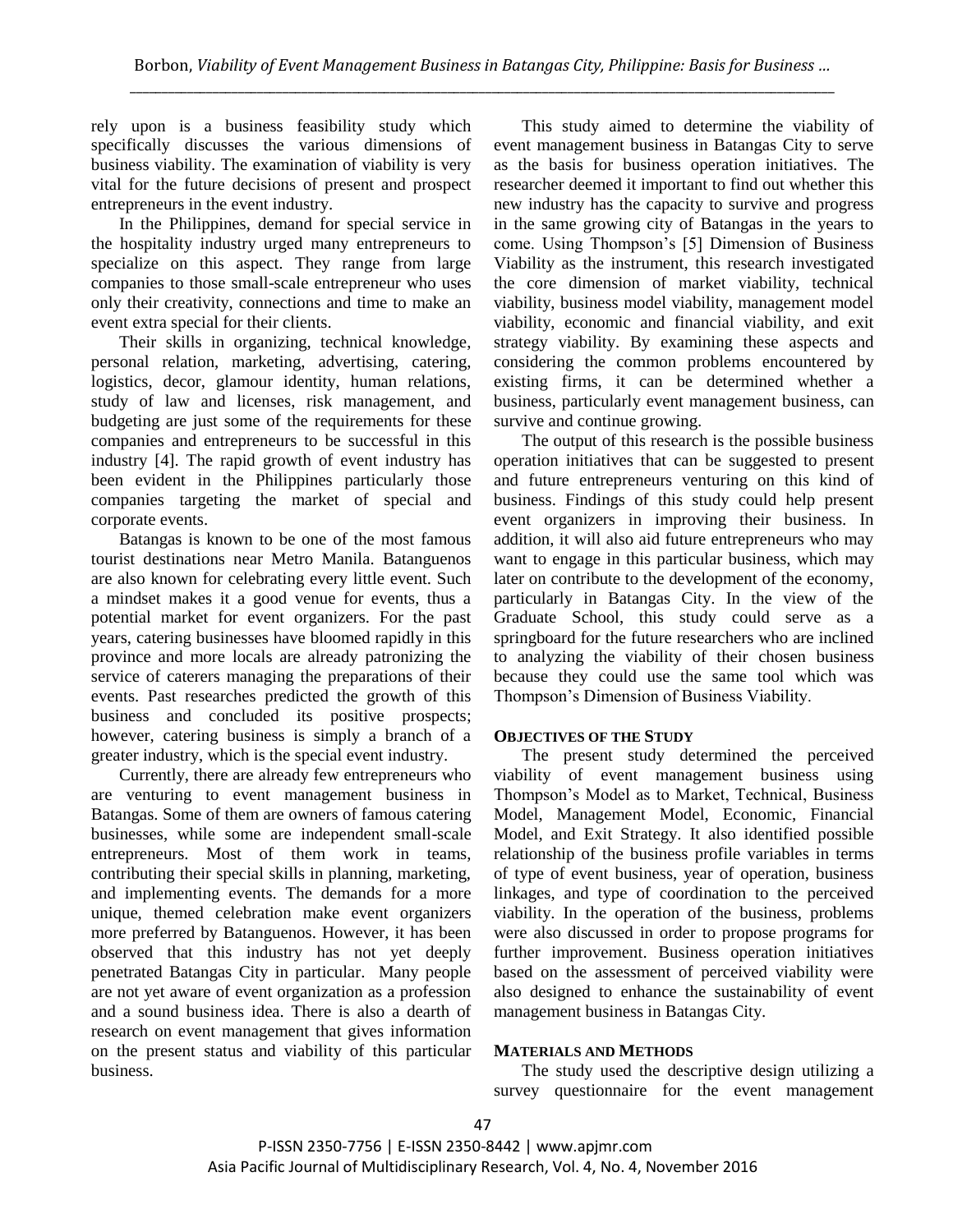rely upon is a business feasibility study which specifically discusses the various dimensions of business viability. The examination of viability is very vital for the future decisions of present and prospect entrepreneurs in the event industry.

In the Philippines, demand for special service in the hospitality industry urged many entrepreneurs to specialize on this aspect. They range from large companies to those small-scale entrepreneur who uses only their creativity, connections and time to make an event extra special for their clients.

Their skills in organizing, technical knowledge, personal relation, marketing, advertising, catering, logistics, decor, glamour identity, human relations, study of law and licenses, risk management, and budgeting are just some of the requirements for these companies and entrepreneurs to be successful in this industry [4]. The rapid growth of event industry has been evident in the Philippines particularly those companies targeting the market of special and corporate events.

Batangas is known to be one of the most famous tourist destinations near Metro Manila. Batanguenos are also known for celebrating every little event. Such a mindset makes it a good venue for events, thus a potential market for event organizers. For the past years, catering businesses have bloomed rapidly in this province and more locals are already patronizing the service of caterers managing the preparations of their events. Past researches predicted the growth of this business and concluded its positive prospects; however, catering business is simply a branch of a greater industry, which is the special event industry.

Currently, there are already few entrepreneurs who are venturing to event management business in Batangas. Some of them are owners of famous catering businesses, while some are independent small-scale entrepreneurs. Most of them work in teams, contributing their special skills in planning, marketing, and implementing events. The demands for a more unique, themed celebration make event organizers more preferred by Batanguenos. However, it has been observed that this industry has not yet deeply penetrated Batangas City in particular. Many people are not yet aware of event organization as a profession and a sound business idea. There is also a dearth of research on event management that gives information on the present status and viability of this particular business.

This study aimed to determine the viability of event management business in Batangas City to serve as the basis for business operation initiatives. The researcher deemed it important to find out whether this new industry has the capacity to survive and progress in the same growing city of Batangas in the years to come. Using Thompson's [5] Dimension of Business Viability as the instrument, this research investigated the core dimension of market viability, technical viability, business model viability, management model viability, economic and financial viability, and exit strategy viability. By examining these aspects and considering the common problems encountered by existing firms, it can be determined whether a business, particularly event management business, can survive and continue growing.

The output of this research is the possible business operation initiatives that can be suggested to present and future entrepreneurs venturing on this kind of business. Findings of this study could help present event organizers in improving their business. In addition, it will also aid future entrepreneurs who may want to engage in this particular business, which may later on contribute to the development of the economy, particularly in Batangas City. In the view of the Graduate School, this study could serve as a springboard for the future researchers who are inclined to analyzing the viability of their chosen business because they could use the same tool which was Thompson's Dimension of Business Viability.

## OBJECTIVES OF THE STUDY

The present study determined the perceived viability of event management business using Thompson's Model as to Market, Technical, Business Model, Management Model, Economic, Financial Model, and Exit Strategy. It also identified possible relationship of the business profile variables in terms of type of event business, year of operation, business linkages, and type of coordination to the perceived viability. In the operation of the business, problems were also discussed in order to propose programs for further improvement. Business operation initiatives based on the assessment of perceived viability were also designed to enhance the sustainability of event management business in Batangas City.

## MATERIALS AND METHODS

The study used the descriptive design utilizing a survey questionnaire for the event management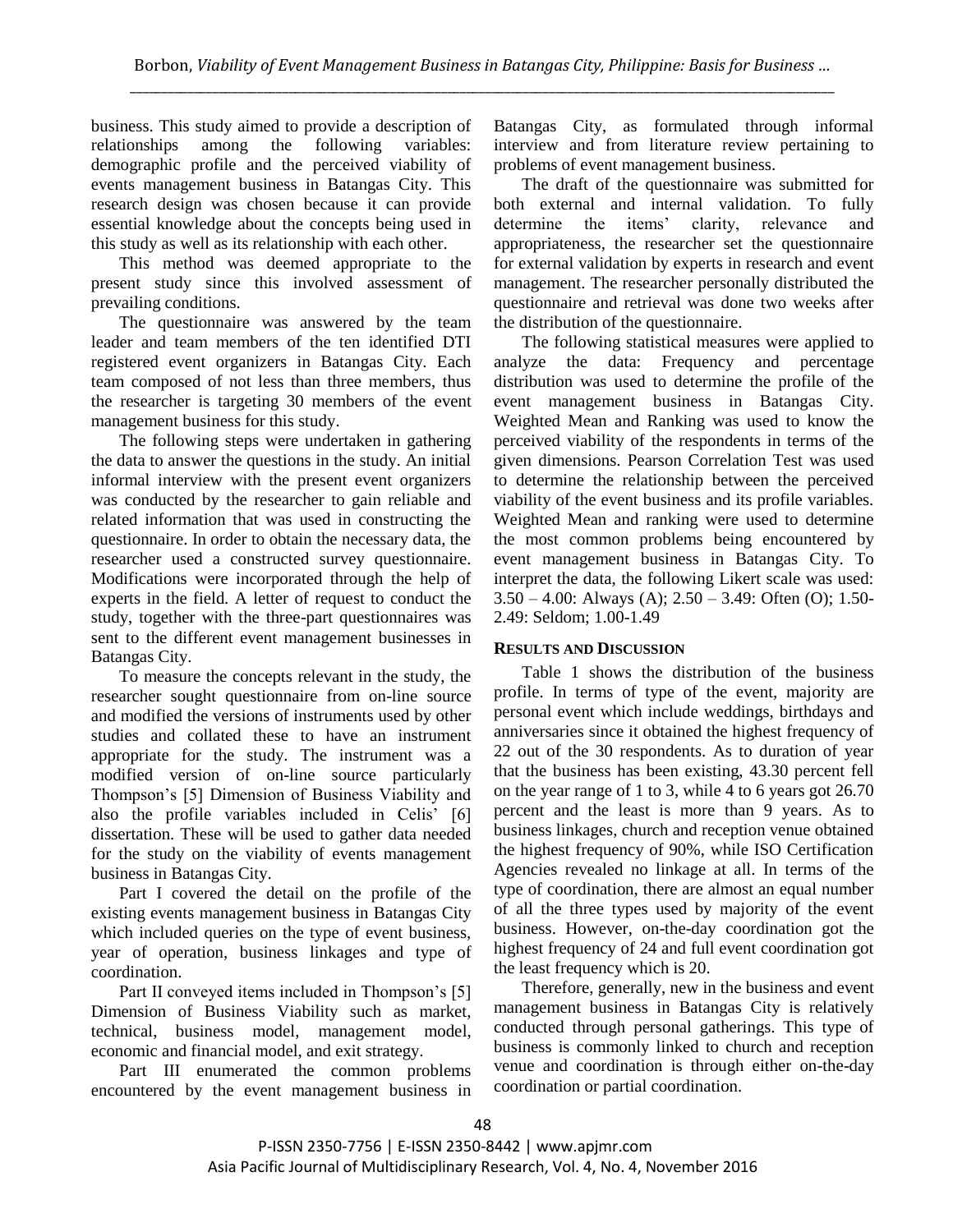business. This study aimed to provide a description of relationships among the following variables: demographic profile and the perceived viability of events management business in Batangas City. This research design was chosen because it can provide essential knowledge about the concepts being used in this study as well as its relationship with each other.

This method was deemed appropriate to the present study since this involved assessment of prevailing conditions.

The questionnaire was answered by the team leader and team members of the ten identified DTI registered event organizers in Batangas City. Each team composed of not less than three members, thus the researcher is targeting 30 members of the event management business for this study.

The following steps were undertaken in gathering the data to answer the questions in the study. An initial informal interview with the present event organizers was conducted by the researcher to gain reliable and related information that was used in constructing the questionnaire. In order to obtain the necessary data, the researcher used a constructed survey questionnaire. Modifications were incorporated through the help of experts in the field. A letter of request to conduct the study, together with the three-part questionnaires was sent to the different event management businesses in Batangas City.

To measure the concepts relevant in the study, the researcher sought questionnaire from on-line source and modified the versions of instruments used by other studies and collated these to have an instrument appropriate for the study. The instrument was a modified version of on-line source particularly Thompson's [5] Dimension of Business Viability and also the profile variables included in Celis' [6] dissertation. These will be used to gather data needed for the study on the viability of events management business in Batangas City.

Part I covered the detail on the profile of the existing events management business in Batangas City which included queries on the type of event business, year of operation, business linkages and type of coordination.

Part II conveyed items included in Thompson's [5] Dimension of Business Viability such as market, technical, business model, management model, economic and financial model, and exit strategy.

Part III enumerated the common problems encountered by the event management business in Batangas City, as formulated through informal interview and from literature review pertaining to problems of event management business.

The draft of the questionnaire was submitted for both external and internal validation. To fully determine the items' clarity, relevance and appropriateness, the researcher set the questionnaire for external validation by experts in research and event management. The researcher personally distributed the questionnaire and retrieval was done two weeks after the distribution of the questionnaire.

The following statistical measures were applied to analyze the data: Frequency and percentage distribution was used to determine the profile of the event management business in Batangas City. Weighted Mean and Ranking was used to know the perceived viability of the respondents in terms of the given dimensions. Pearson Correlation Test was used to determine the relationship between the perceived viability of the event business and its profile variables. Weighted Mean and ranking were used to determine the most common problems being encountered by event management business in Batangas City. To interpret the data, the following Likert scale was used: 3.50 – 4.00: Always (A); 2.50 – 3.49: Often (O); 1.50-2.49: Seldom; 1.00-1.49

## RESULTS AND DISCUSSION

Table 1 shows the distribution of the business profile. In terms of type of the event, majority are personal event which include weddings, birthdays and anniversaries since it obtained the highest frequency of 22 out of the 30 respondents. As to duration of year that the business has been existing, 43.30 percent fell on the year range of 1 to 3, while 4 to 6 years got 26.70 percent and the least is more than 9 years. As to business linkages, church and reception venue obtained the highest frequency of 90%, while ISO Certification Agencies revealed no linkage at all. In terms of the type of coordination, there are almost an equal number of all the three types used by majority of the event business. However, on-the-day coordination got the highest frequency of 24 and full event coordination got the least frequency which is 20.

Therefore, generally, new in the business and event management business in Batangas City is relatively conducted through personal gatherings. This type of business is commonly linked to church and reception venue and coordination is through either on-the-day coordination or partial coordination.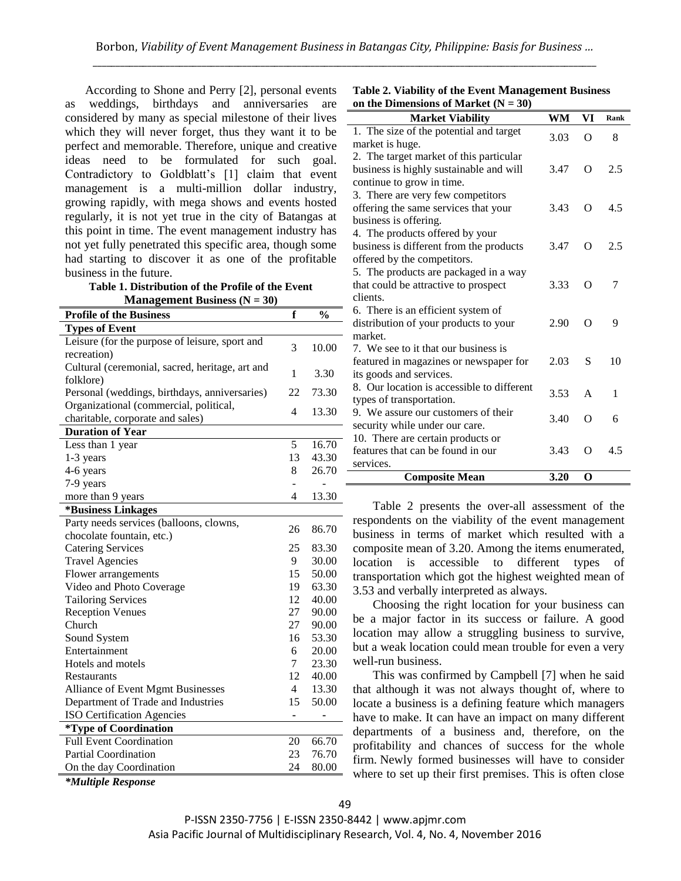According to Shone and Perry [2], personal events as weddings, birthdays and anniversaries are considered by many as special milestone of their lives which they will never forget, thus they want it to be perfect and memorable. Therefore, unique and creative ideas need to be formulated for such goal. Contradictory to Goldblatt's [1] claim that event management is a multi-million dollar industry, growing rapidly, with mega shows and events hosted regularly, it is not yet true in the city of Batangas at this point in time. The event management industry has not yet fully penetrated this specific area, though some had starting to discover it as one of the profitable business in the future.

**Table 1. Distribution of the Profile of the Event Management Business (N = 30)**

| Profile of the Business | f | % |
|---|---|---|
| **Types of Event** | | |
| Leisure (for the purpose of leisure, sport and recreation) | 3 | 10.00 |
| Cultural (ceremonial, sacred, heritage, art and folklore) | 1 | 3.30 |
| Personal (weddings, birthdays, anniversaries) | 22 | 73.30 |
| Organizational (commercial, political, charitable, corporate and sales) | 4 | 13.30 |
| **Duration of Year** | | |
| Less than 1 year | 5 | 16.70 |
| 1-3 years | 13 | 43.30 |
| 4-6 years | 8 | 26.70 |
| 7-9 years | - | - |
| more than 9 years | 4 | 13.30 |
| ***Business Linkages** | | |
| Party needs services (balloons, clowns, chocolate fountain, etc.) | 26 | 86.70 |
| Catering Services | 25 | 83.30 |
| Travel Agencies | 9 | 30.00 |
| Flower arrangements | 15 | 50.00 |
| Video and Photo Coverage | 19 | 63.30 |
| Tailoring Services | 12 | 40.00 |
| Reception Venues | 27 | 90.00 |
| Church | 27 | 90.00 |
| Sound System | 16 | 53.30 |
| Entertainment | 6 | 20.00 |
| Hotels and motels | 7 | 23.30 |
| Restaurants | 12 | 40.00 |
| Alliance of Event Mgmt Businesses | 4 | 13.30 |
| Department of Trade and Industries | 15 | 50.00 |
| ISO Certification Agencies | - | - |
| ***Type of Coordination** | | |
| Full Event Coordination | 20 | 66.70 |
| Partial Coordination | 23 | 76.70 |
| On the day Coordination | 24 | 80.00 |

****Multiple Response***

**Table 2. Viability of the Event Management Business on the Dimensions of Market (N = 30)**

| Market Viability | WM | VI | Rank |
|---|---|---|---|
| 1. The size of the potential and target market is huge. | 3.03 | O | 8 |
| 2. The target market of this particular business is highly sustainable and will continue to grow in time. | 3.47 | O | 2.5 |
| 3. There are very few competitors offering the same services that your business is offering. | 3.43 | O | 4.5 |
| 4. The products offered by your business is different from the products offered by the competitors. | 3.47 | O | 2.5 |
| 5. The products are packaged in a way that could be attractive to prospect clients. | 3.33 | O | 7 |
| 6. There is an efficient system of distribution of your products to your market. | 2.90 | O | 9 |
| 7. We see to it that our business is featured in magazines or newspaper for its goods and services. | 2.03 | S | 10 |
| 8. Our location is accessible to different types of transportation. | 3.53 | A | 1 |
| 9. We assure our customers of their security while under our care. | 3.40 | O | 6 |
| 10. There are certain products or features that can be found in our services. | 3.43 | O | 4.5 |
| **Composite Mean** | **3.20** | **O** | |

Table 2 presents the over-all assessment of the respondents on the viability of the event management business in terms of market which resulted with a composite mean of 3.20. Among the items enumerated, location is accessible to different types of transportation which got the highest weighted mean of 3.53 and verbally interpreted as always.

Choosing the right location for your business can be a major factor in its success or failure. A good location may allow a struggling business to survive, but a weak location could mean trouble for even a very well-run business.

This was confirmed by Campbell [7] when he said that although it was not always thought of, where to locate a business is a defining feature which managers have to make. It can have an impact on many different departments of a business and, therefore, on the profitability and chances of success for the whole firm. Newly formed businesses will have to consider where to set up their first premises. This is often close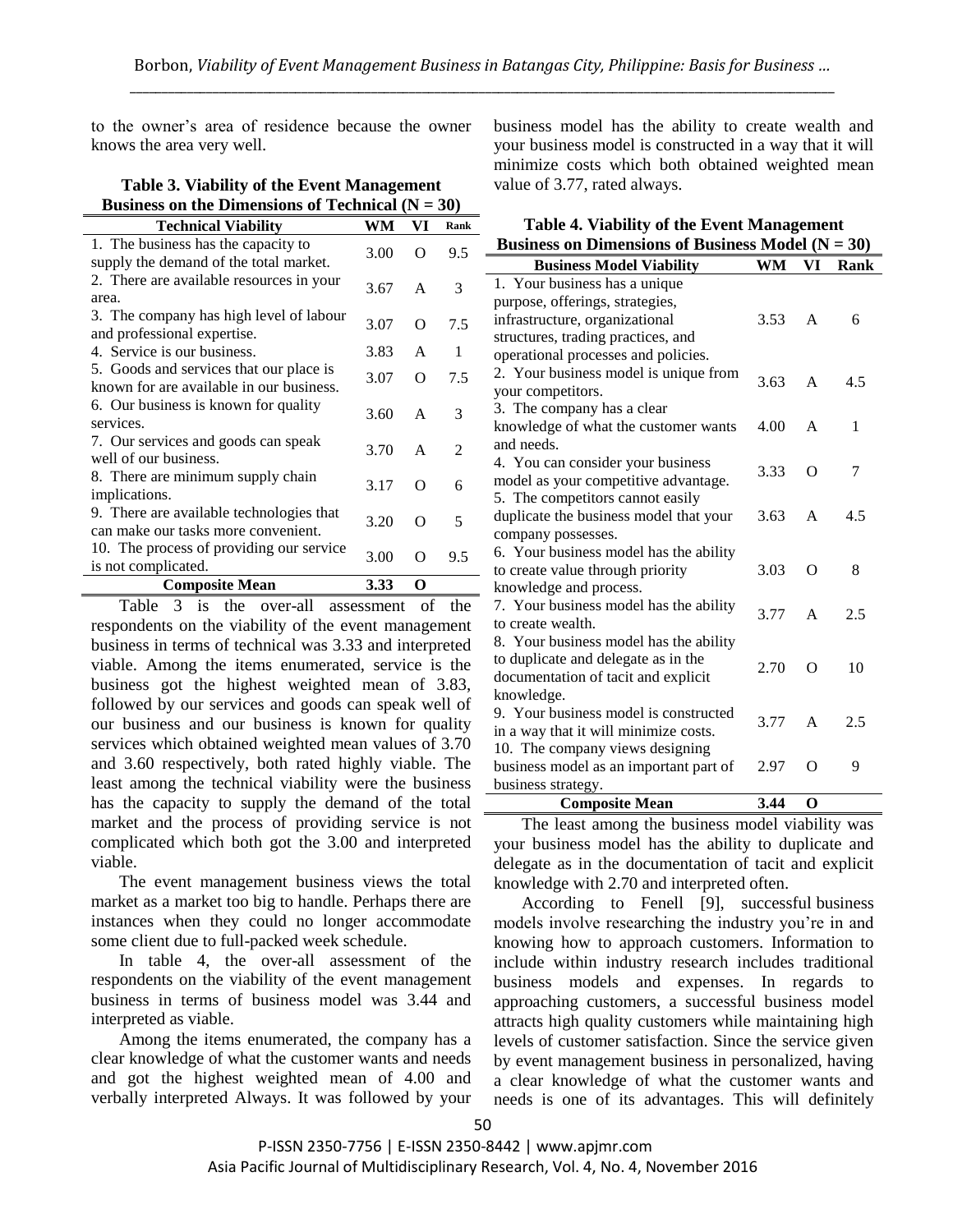to the owner's area of residence because the owner knows the area very well.

**Table 3. Viability of the Event Management Business on the Dimensions of Technical (N = 30)**

| Technical Viability | WM | VI | Rank |
|---|---|---|---|
| 1. The business has the capacity to supply the demand of the total market. | 3.00 | O | 9.5 |
| 2. There are available resources in your area. | 3.67 | A | 3 |
| 3. The company has high level of labour and professional expertise. | 3.07 | O | 7.5 |
| 4. Service is our business. | 3.83 | A | 1 |
| 5. Goods and services that our place is known for are available in our business. | 3.07 | O | 7.5 |
| 6. Our business is known for quality services. | 3.60 | A | 3 |
| 7. Our services and goods can speak well of our business. | 3.70 | A | 2 |
| 8. There are minimum supply chain implications. | 3.17 | O | 6 |
| 9. There are available technologies that can make our tasks more convenient. | 3.20 | O | 5 |
| 10. The process of providing our service is not complicated. | 3.00 | O | 9.5 |
| **Composite Mean** | **3.33** | **O** | |

Table 3 is the over-all assessment of the respondents on the viability of the event management business in terms of technical was 3.33 and interpreted viable. Among the items enumerated, service is the business got the highest weighted mean of 3.83, followed by our services and goods can speak well of our business and our business is known for quality services which obtained weighted mean values of 3.70 and 3.60 respectively, both rated highly viable. The least among the technical viability were the business has the capacity to supply the demand of the total market and the process of providing service is not complicated which both got the 3.00 and interpreted viable.

The event management business views the total market as a market too big to handle. Perhaps there are instances when they could no longer accommodate some client due to full-packed week schedule.

In table 4, the over-all assessment of the respondents on the viability of the event management business in terms of business model was 3.44 and interpreted as viable.

Among the items enumerated, the company has a clear knowledge of what the customer wants and needs and got the highest weighted mean of 4.00 and verbally interpreted Always. It was followed by your business model has the ability to create wealth and your business model is constructed in a way that it will minimize costs which both obtained weighted mean value of 3.77, rated always.

**Table 4. Viability of the Event Management Business on Dimensions of Business Model (N = 30)**

| Business Model Viability | WM | VI | Rank |
|---|---|---|---|
| 1. Your business has a unique purpose, offerings, strategies, infrastructure, organizational structures, trading practices, and operational processes and policies. | 3.53 | A | 6 |
| 2. Your business model is unique from your competitors. | 3.63 | A | 4.5 |
| 3. The company has a clear knowledge of what the customer wants and needs. | 4.00 | A | 1 |
| 4. You can consider your business model as your competitive advantage. | 3.33 | O | 7 |
| 5. The competitors cannot easily duplicate the business model that your company possesses. | 3.63 | A | 4.5 |
| 6. Your business model has the ability to create value through priority knowledge and process. | 3.03 | O | 8 |
| 7. Your business model has the ability to create wealth. | 3.77 | A | 2.5 |
| 8. Your business model has the ability to duplicate and delegate as in the documentation of tacit and explicit knowledge. | 2.70 | O | 10 |
| 9. Your business model is constructed in a way that it will minimize costs. | 3.77 | A | 2.5 |
| 10. The company views designing business model as an important part of business strategy. | 2.97 | O | 9 |
| **Composite Mean** | **3.44** | **O** | |

The least among the business model viability was your business model has the ability to duplicate and delegate as in the documentation of tacit and explicit knowledge with 2.70 and interpreted often.

According to Fenell [9], successful business models involve researching the industry you're in and knowing how to approach customers. Information to include within industry research includes traditional business models and expenses. In regards to approaching customers, a successful business model attracts high quality customers while maintaining high levels of customer satisfaction. Since the service given by event management business in personalized, having a clear knowledge of what the customer wants and needs is one of its advantages. This will definitely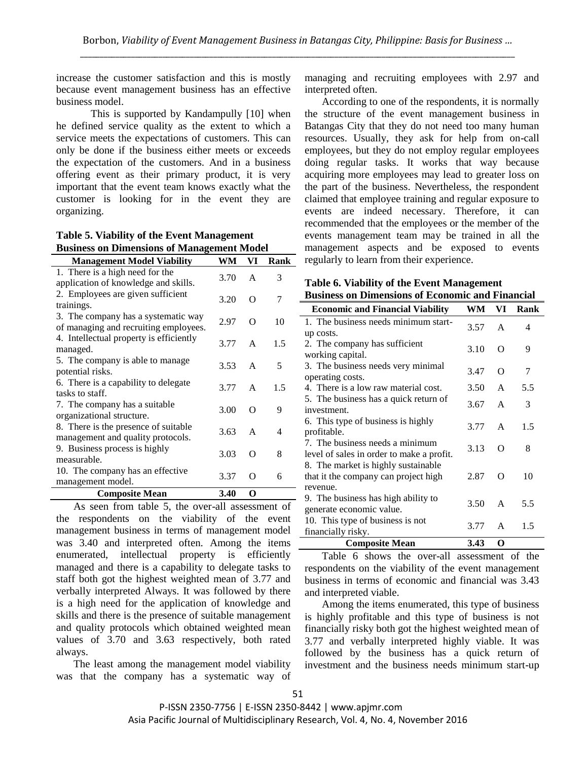increase the customer satisfaction and this is mostly because event management business has an effective business model.

This is supported by Kandampully [10] when he defined service quality as the extent to which a service meets the expectations of customers. This can only be done if the business either meets or exceeds the expectation of the customers. And in a business offering event as their primary product, it is very important that the event team knows exactly what the customer is looking for in the event they are organizing.

**Table 5. Viability of the Event Management Business on Dimensions of Management Model**

| Management Model Viability | WM | VI | Rank |
|---|---|---|---|
| 1. There is a high need for the application of knowledge and skills. | 3.70 | A | 3 |
| 2. Employees are given sufficient trainings. | 3.20 | O | 7 |
| 3. The company has a systematic way of managing and recruiting employees. | 2.97 | O | 10 |
| 4. Intellectual property is efficiently managed. | 3.77 | A | 1.5 |
| 5. The company is able to manage potential risks. | 3.53 | A | 5 |
| 6. There is a capability to delegate tasks to staff. | 3.77 | A | 1.5 |
| 7. The company has a suitable organizational structure. | 3.00 | O | 9 |
| 8. There is the presence of suitable management and quality protocols. | 3.63 | A | 4 |
| 9. Business process is highly measurable. | 3.03 | O | 8 |
| 10. The company has an effective management model. | 3.37 | O | 6 |
| **Composite Mean** | **3.40** | **O** | |

As seen from table 5, the over-all assessment of the respondents on the viability of the event management business in terms of management model was 3.40 and interpreted often. Among the items enumerated, intellectual property is efficiently managed and there is a capability to delegate tasks to staff both got the highest weighted mean of 3.77 and verbally interpreted Always. It was followed by there is a high need for the application of knowledge and skills and there is the presence of suitable management and quality protocols which obtained weighted mean values of 3.70 and 3.63 respectively, both rated always.

The least among the management model viability was that the company has a systematic way of managing and recruiting employees with 2.97 and interpreted often.

According to one of the respondents, it is normally the structure of the event management business in Batangas City that they do not need too many human resources. Usually, they ask for help from on-call employees, but they do not employ regular employees doing regular tasks. It works that way because acquiring more employees may lead to greater loss on the part of the business. Nevertheless, the respondent claimed that employee training and regular exposure to events are indeed necessary. Therefore, it can recommended that the employees or the member of the events management team may be trained in all the management aspects and be exposed to events regularly to learn from their experience.

**Table 6. Viability of the Event Management Business on Dimensions of Economic and Financial**

| Economic and Financial Viability | WM | VI | Rank |
|---|---|---|---|
| 1. The business needs minimum start-up costs. | 3.57 | A | 4 |
| 2. The company has sufficient working capital. | 3.10 | O | 9 |
| 3. The business needs very minimal operating costs. | 3.47 | O | 7 |
| 4. There is a low raw material cost. | 3.50 | A | 5.5 |
| 5. The business has a quick return of investment. | 3.67 | A | 3 |
| 6. This type of business is highly profitable. | 3.77 | A | 1.5 |
| 7. The business needs a minimum level of sales in order to make a profit. | 3.13 | O | 8 |
| 8. The market is highly sustainable that it the company can project high revenue. | 2.87 | O | 10 |
| 9. The business has high ability to generate economic value. | 3.50 | A | 5.5 |
| 10. This type of business is not financially risky. | 3.77 | A | 1.5 |
| **Composite Mean** | **3.43** | **O** | |

Table 6 shows the over-all assessment of the respondents on the viability of the event management business in terms of economic and financial was 3.43 and interpreted viable.

Among the items enumerated, this type of business is highly profitable and this type of business is not financially risky both got the highest weighted mean of 3.77 and verbally interpreted highly viable. It was followed by the business has a quick return of investment and the business needs minimum start-up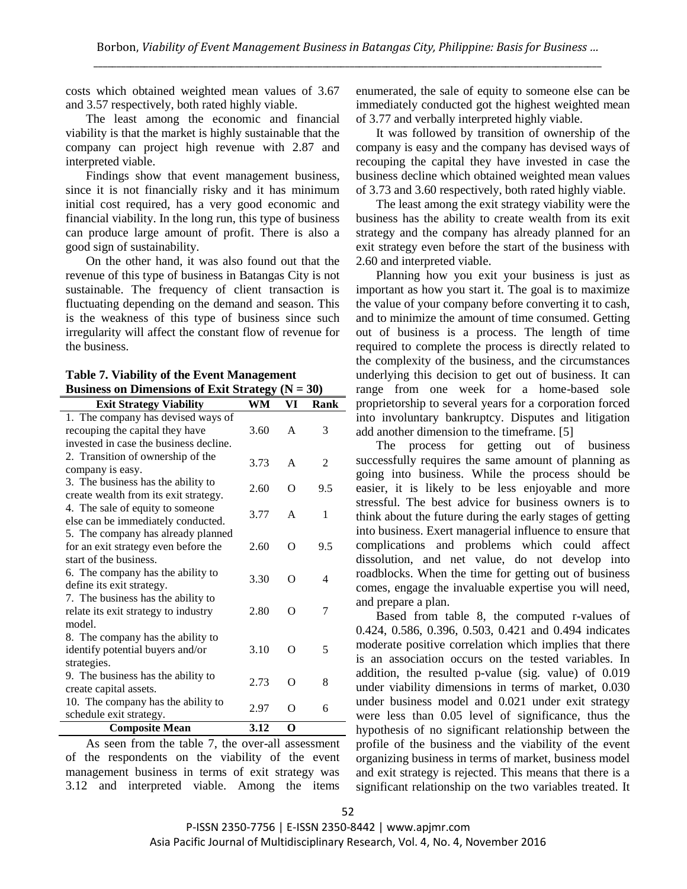costs which obtained weighted mean values of 3.67 and 3.57 respectively, both rated highly viable.

The least among the economic and financial viability is that the market is highly sustainable that the company can project high revenue with 2.87 and interpreted viable.

Findings show that event management business, since it is not financially risky and it has minimum initial cost required, has a very good economic and financial viability. In the long run, this type of business can produce large amount of profit. There is also a good sign of sustainability.

On the other hand, it was also found out that the revenue of this type of business in Batangas City is not sustainable. The frequency of client transaction is fluctuating depending on the demand and season. This is the weakness of this type of business since such irregularity will affect the constant flow of revenue for the business.

**Table 7. Viability of the Event Management Business on Dimensions of Exit Strategy (N = 30)**

| Exit Strategy Viability | WM | VI | Rank |
|---|---|---|---|
| 1. The company has devised ways of recouping the capital they have invested in case the business decline. | 3.60 | A | 3 |
| 2. Transition of ownership of the company is easy. | 3.73 | A | 2 |
| 3. The business has the ability to create wealth from its exit strategy. | 2.60 | O | 9.5 |
| 4. The sale of equity to someone else can be immediately conducted. | 3.77 | A | 1 |
| 5. The company has already planned for an exit strategy even before the start of the business. | 2.60 | O | 9.5 |
| 6. The company has the ability to define its exit strategy. | 3.30 | O | 4 |
| 7. The business has the ability to relate its exit strategy to industry model. | 2.80 | O | 7 |
| 8. The company has the ability to identify potential buyers and/or strategies. | 3.10 | O | 5 |
| 9. The business has the ability to create capital assets. | 2.73 | O | 8 |
| 10. The company has the ability to schedule exit strategy. | 2.97 | O | 6 |
| **Composite Mean** | **3.12** | **O** | |

As seen from the table 7, the over-all assessment of the respondents on the viability of the event management business in terms of exit strategy was 3.12 and interpreted viable. Among the items enumerated, the sale of equity to someone else can be immediately conducted got the highest weighted mean of 3.77 and verbally interpreted highly viable.

It was followed by transition of ownership of the company is easy and the company has devised ways of recouping the capital they have invested in case the business decline which obtained weighted mean values of 3.73 and 3.60 respectively, both rated highly viable.

The least among the exit strategy viability were the business has the ability to create wealth from its exit strategy and the company has already planned for an exit strategy even before the start of the business with 2.60 and interpreted viable.

Planning how you exit your business is just as important as how you start it. The goal is to maximize the value of your company before converting it to cash, and to minimize the amount of time consumed. Getting out of business is a process. The length of time required to complete the process is directly related to the complexity of the business, and the circumstances underlying this decision to get out of business. It can range from one week for a home-based sole proprietorship to several years for a corporation forced into involuntary bankruptcy. Disputes and litigation add another dimension to the timeframe. [5]

The process for getting out of business successfully requires the same amount of planning as going into business. While the process should be easier, it is likely to be less enjoyable and more stressful. The best advice for business owners is to think about the future during the early stages of getting into business. Exert managerial influence to ensure that complications and problems which could affect dissolution, and net value, do not develop into roadblocks. When the time for getting out of business comes, engage the invaluable expertise you will need, and prepare a plan.

Based from table 8, the computed r-values of 0.424, 0.586, 0.396, 0.503, 0.421 and 0.494 indicates moderate positive correlation which implies that there is an association occurs on the tested variables. In addition, the resulted p-value (sig. value) of 0.019 under viability dimensions in terms of market, 0.030 under business model and 0.021 under exit strategy were less than 0.05 level of significance, thus the hypothesis of no significant relationship between the profile of the business and the viability of the event organizing business in terms of market, business model and exit strategy is rejected. This means that there is a significant relationship on the two variables treated. It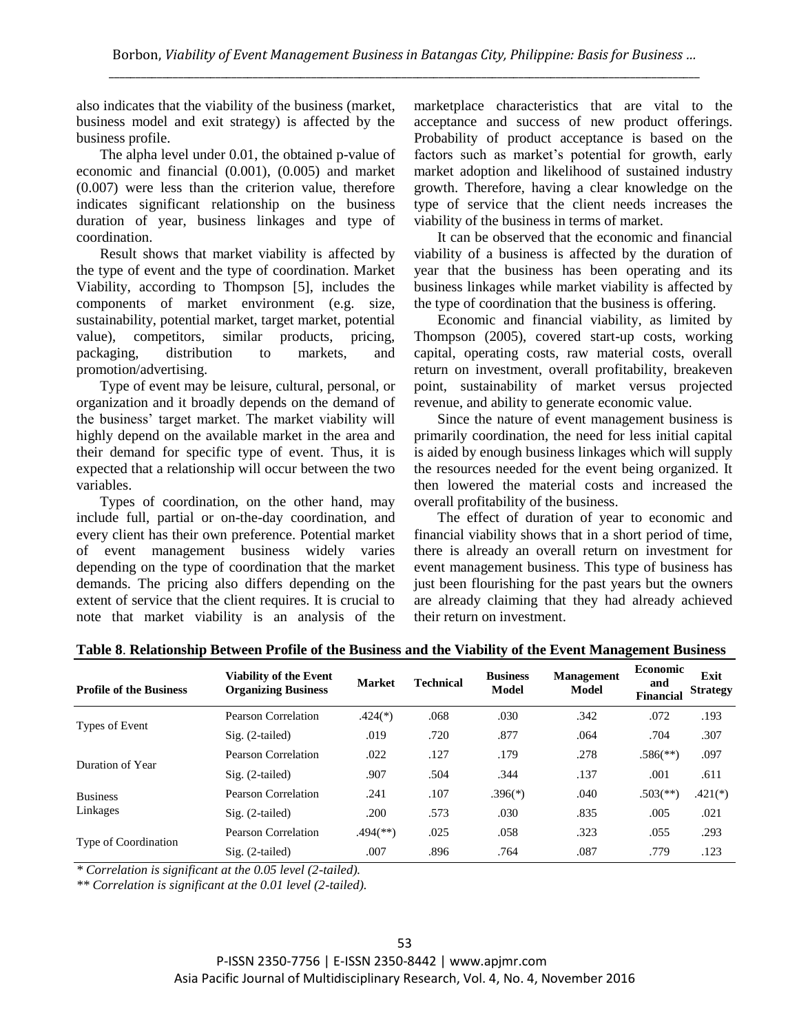also indicates that the viability of the business (market, business model and exit strategy) is affected by the business profile.

The alpha level under 0.01, the obtained p-value of economic and financial (0.001), (0.005) and market (0.007) were less than the criterion value, therefore indicates significant relationship on the business duration of year, business linkages and type of coordination.

Result shows that market viability is affected by the type of event and the type of coordination. Market Viability, according to Thompson [5], includes the components of market environment (e.g. size, sustainability, potential market, target market, potential value), competitors, similar products, pricing, packaging, distribution to markets, and promotion/advertising.

Type of event may be leisure, cultural, personal, or organization and it broadly depends on the demand of the business' target market. The market viability will highly depend on the available market in the area and their demand for specific type of event. Thus, it is expected that a relationship will occur between the two variables.

Types of coordination, on the other hand, may include full, partial or on-the-day coordination, and every client has their own preference. Potential market of event management business widely varies depending on the type of coordination that the market demands. The pricing also differs depending on the extent of service that the client requires. It is crucial to note that market viability is an analysis of the marketplace characteristics that are vital to the acceptance and success of new product offerings. Probability of product acceptance is based on the factors such as market's potential for growth, early market adoption and likelihood of sustained industry growth. Therefore, having a clear knowledge on the type of service that the client needs increases the viability of the business in terms of market.

It can be observed that the economic and financial viability of a business is affected by the duration of year that the business has been operating and its business linkages while market viability is affected by the type of coordination that the business is offering.

Economic and financial viability, as limited by Thompson (2005), covered start-up costs, working capital, operating costs, raw material costs, overall return on investment, overall profitability, breakeven point, sustainability of market versus projected revenue, and ability to generate economic value.

Since the nature of event management business is primarily coordination, the need for less initial capital is aided by enough business linkages which will supply the resources needed for the event being organized. It then lowered the material costs and increased the overall profitability of the business.

The effect of duration of year to economic and financial viability shows that in a short period of time, there is already an overall return on investment for event management business. This type of business has just been flourishing for the past years but the owners are already claiming that they had already achieved their return on investment.

**Table 8. Relationship Between Profile of the Business and the Viability of the Event Management Business**

| Profile of the Business | Viability of the Event Organizing Business | Market | Technical | Business Model | Management Model | Economic and Financial | Exit Strategy |
|---|---|---|---|---|---|---|---|
| Types of Event | Pearson Correlation | .424(*) | .068 | .030 | .342 | .072 | .193 |
| | Sig. (2-tailed) | .019 | .720 | .877 | .064 | .704 | .307 |
| Duration of Year | Pearson Correlation | .022 | .127 | .179 | .278 | .586(**) | .097 |
| | Sig. (2-tailed) | .907 | .504 | .344 | .137 | .001 | .611 |
| Business Linkages | Pearson Correlation | .241 | .107 | .396(*) | .040 | .503(**) | .421(*) |
| | Sig. (2-tailed) | .200 | .573 | .030 | .835 | .005 | .021 |
| Type of Coordination | Pearson Correlation | .494(**) | .025 | .058 | .323 | .055 | .293 |
| | Sig. (2-tailed) | .007 | .896 | .764 | .087 | .779 | .123 |

*\* Correlation is significant at the 0.05 level (2-tailed).*

*\*\* Correlation is significant at the 0.01 level (2-tailed).*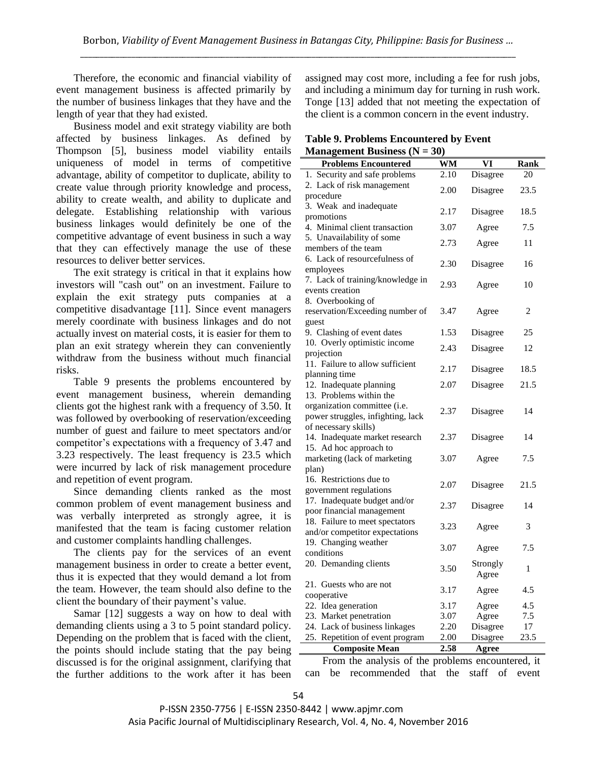Therefore, the economic and financial viability of event management business is affected primarily by the number of business linkages that they have and the length of year that they had existed.

Business model and exit strategy viability are both affected by business linkages. As defined by Thompson [5], business model viability entails uniqueness of model in terms of competitive advantage, ability of competitor to duplicate, ability to create value through priority knowledge and process, ability to create wealth, and ability to duplicate and delegate. Establishing relationship with various business linkages would definitely be one of the competitive advantage of event business in such a way that they can effectively manage the use of these resources to deliver better services.

The exit strategy is critical in that it explains how investors will "cash out" on an investment. Failure to explain the exit strategy puts companies at a competitive disadvantage [11]. Since event managers merely coordinate with business linkages and do not actually invest on material costs, it is easier for them to plan an exit strategy wherein they can conveniently withdraw from the business without much financial risks.

Table 9 presents the problems encountered by event management business, wherein demanding clients got the highest rank with a frequency of 3.50. It was followed by overbooking of reservation/exceeding number of guest and failure to meet spectators and/or competitor's expectations with a frequency of 3.47 and 3.23 respectively. The least frequency is 23.5 which were incurred by lack of risk management procedure and repetition of event program.

Since demanding clients ranked as the most common problem of event management business and was verbally interpreted as strongly agree, it is manifested that the team is facing customer relation and customer complaints handling challenges.

The clients pay for the services of an event management business in order to create a better event, thus it is expected that they would demand a lot from the team. However, the team should also define to the client the boundary of their payment's value.

Samar [12] suggests a way on how to deal with demanding clients using a 3 to 5 point standard policy. Depending on the problem that is faced with the client, the points should include stating that the pay being discussed is for the original assignment, clarifying that the further additions to the work after it has been assigned may cost more, including a fee for rush jobs, and including a minimum day for turning in rush work. Tonge [13] added that not meeting the expectation of the client is a common concern in the event industry.

**Table 9. Problems Encountered by Event Management Business (N = 30)**

| Problems Encountered | WM | VI | Rank |
|---|---|---|---|
| 1. Security and safe problems | 2.10 | Disagree | 20 |
| 2. Lack of risk management procedure | 2.00 | Disagree | 23.5 |
| 3. Weak and inadequate promotions | 2.17 | Disagree | 18.5 |
| 4. Minimal client transaction | 3.07 | Agree | 7.5 |
| 5. Unavailability of some members of the team | 2.73 | Agree | 11 |
| 6. Lack of resourcefulness of employees | 2.30 | Disagree | 16 |
| 7. Lack of training/knowledge in events creation | 2.93 | Agree | 10 |
| 8. Overbooking of reservation/Exceeding number of guest | 3.47 | Agree | 2 |
| 9. Clashing of event dates | 1.53 | Disagree | 25 |
| 10. Overly optimistic income projection | 2.43 | Disagree | 12 |
| 11. Failure to allow sufficient planning time | 2.17 | Disagree | 18.5 |
| 12. Inadequate planning | 2.07 | Disagree | 21.5 |
| 13. Problems within the organization committee (i.e. power struggles, infighting, lack of necessary skills) | 2.37 | Disagree | 14 |
| 14. Inadequate market research | 2.37 | Disagree | 14 |
| 15. Ad hoc approach to marketing (lack of marketing plan) | 3.07 | Agree | 7.5 |
| 16. Restrictions due to government regulations | 2.07 | Disagree | 21.5 |
| 17. Inadequate budget and/or poor financial management | 2.37 | Disagree | 14 |
| 18. Failure to meet spectators and/or competitor expectations | 3.23 | Agree | 3 |
| 19. Changing weather conditions | 3.07 | Agree | 7.5 |
| 20. Demanding clients | 3.50 | Strongly Agree | 1 |
| 21. Guests who are not cooperative | 3.17 | Agree | 4.5 |
| 22. Idea generation | 3.17 | Agree | 4.5 |
| 23. Market penetration | 3.07 | Agree | 7.5 |
| 24. Lack of business linkages | 2.20 | Disagree | 17 |
| 25. Repetition of event program | 2.00 | Disagree | 23.5 |
| **Composite Mean** | **2.58** | **Agree** | |

From the analysis of the problems encountered, it can be recommended that the staff of event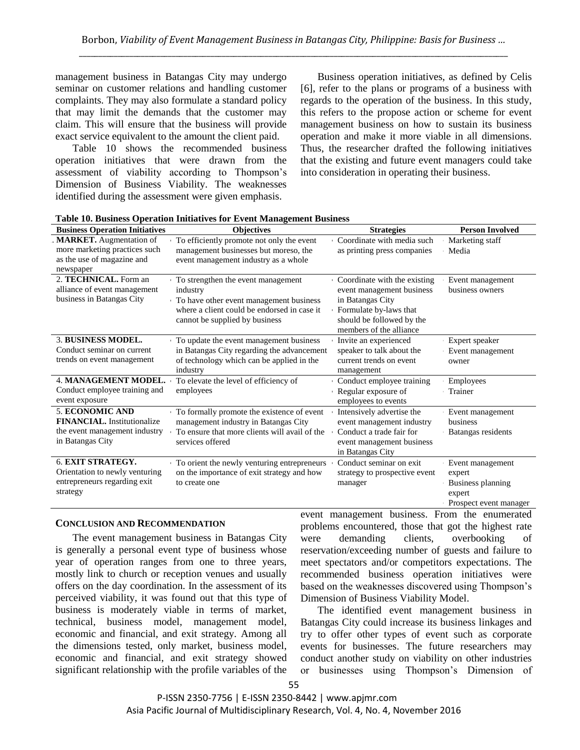management business in Batangas City may undergo seminar on customer relations and handling customer complaints. They may also formulate a standard policy that may limit the demands that the customer may claim. This will ensure that the business will provide exact service equivalent to the amount the client paid.

Table 10 shows the recommended business operation initiatives that were drawn from the assessment of viability according to Thompson's Dimension of Business Viability. The weaknesses identified during the assessment were given emphasis.

Business operation initiatives, as defined by Celis [6], refer to the plans or programs of a business with regards to the operation of the business. In this study, this refers to the propose action or scheme for event management business on how to sustain its business operation and make it more viable in all dimensions. Thus, the researcher drafted the following initiatives that the existing and future event managers could take into consideration in operating their business.

**Table 10. Business Operation Initiatives for Event Management Business**

| Business Operation Initiatives | Objectives | Strategies | Person Involved |
|---|---|---|---|
| . **MARKET.** Augmentation of more marketing practices such as the use of magazine and newspaper | To efficiently promote not only the event management businesses but moreso, the event management industry as a whole | Coordinate with media such as printing press companies | Marketing staff<br>Media |
| 2. **TECHNICAL.** Form an alliance of event management business in Batangas City | To strengthen the event management industry<br>To have other event management business where a client could be endorsed in case it cannot be supplied by business | Coordinate with the existing event management business in Batangas City<br>Formulate by-laws that should be followed by the members of the alliance | Event management business owners |
| 3. **BUSINESS MODEL.** Conduct seminar on current trends on event management | To update the event management business in Batangas City regarding the advancement of technology which can be applied in the industry | Invite an experienced speaker to talk about the current trends on event management | Expert speaker<br>Event management owner |
| 4. **MANAGEMENT MODEL.** Conduct employee training and event exposure | To elevate the level of efficiency of employees | Conduct employee training<br>Regular exposure of employees to events | Employees<br>Trainer |
| 5. **ECONOMIC AND FINANCIAL.** Institutionalize the event management industry in Batangas City | To formally promote the existence of event management industry in Batangas City<br>To ensure that more clients will avail of the services offered | Intensively advertise the event management industry<br>Conduct a trade fair for event management business in Batangas City | Event management business<br>Batangas residents |
| 6. **EXIT STRATEGY.** Orientation to newly venturing entrepreneurs regarding exit strategy | To orient the newly venturing entrepreneurs on the importance of exit strategy and how to create one | Conduct seminar on exit strategy to prospective event manager | Event management expert<br>Business planning expert<br>Prospect event manager |

## CONCLUSION AND RECOMMENDATION

The event management business in Batangas City is generally a personal event type of business whose year of operation ranges from one to three years, mostly link to church or reception venues and usually offers on the day coordination. In the assessment of its perceived viability, it was found out that this type of business is moderately viable in terms of market, technical, business model, management model, economic and financial, and exit strategy. Among all the dimensions tested, only market, business model, economic and financial, and exit strategy showed significant relationship with the profile variables of the event management business. From the enumerated problems encountered, those that got the highest rate were demanding clients, overbooking of reservation/exceeding number of guests and failure to meet spectators and/or competitors expectations. The recommended business operation initiatives were based on the weaknesses discovered using Thompson's Dimension of Business Viability Model.

The identified event management business in Batangas City could increase its business linkages and try to offer other types of event such as corporate events for businesses. The future researchers may conduct another study on viability on other industries or businesses using Thompson's Dimension of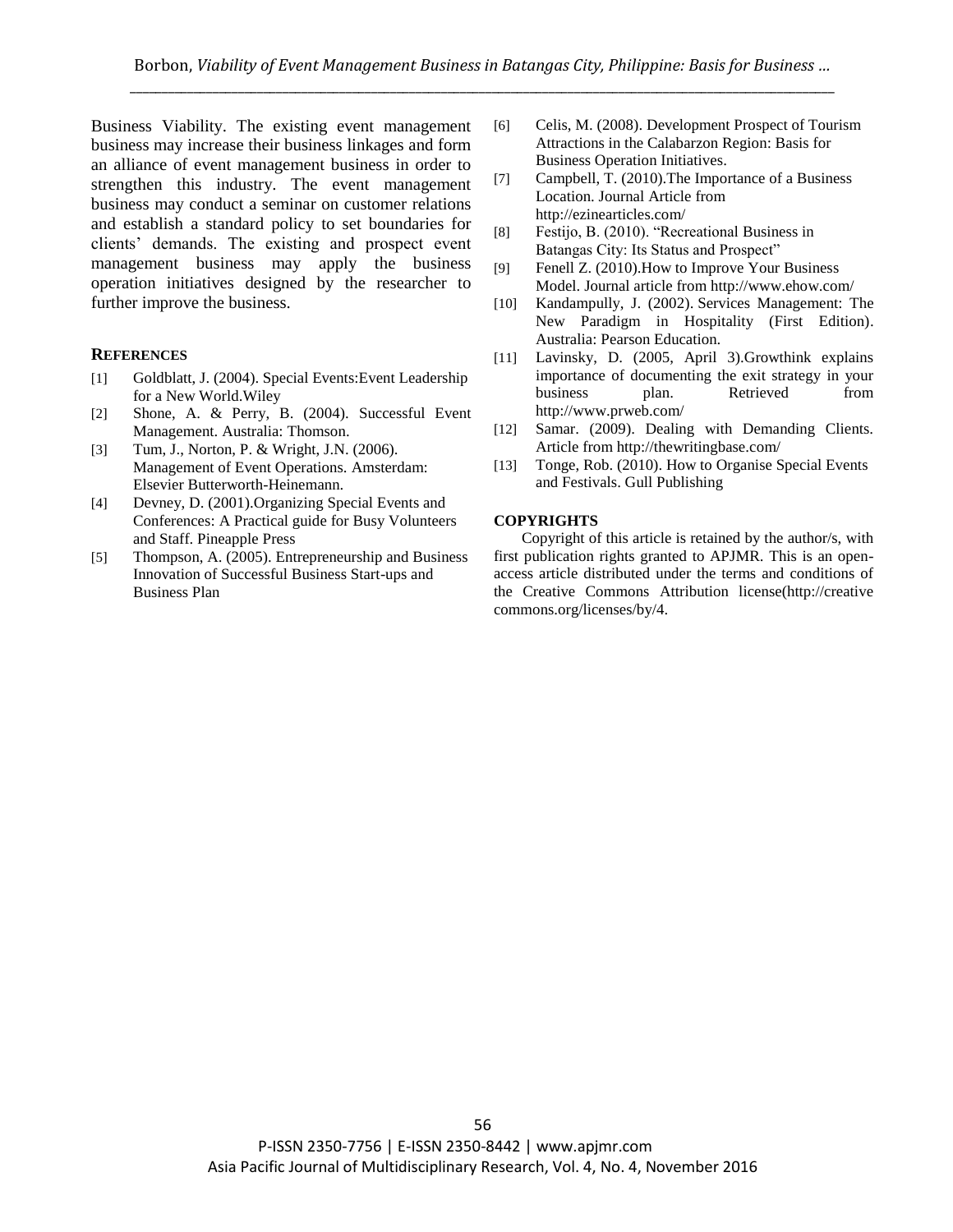Business Viability. The existing event management business may increase their business linkages and form an alliance of event management business in order to strengthen this industry. The event management business may conduct a seminar on customer relations and establish a standard policy to set boundaries for clients' demands. The existing and prospect event management business may apply the business operation initiatives designed by the researcher to further improve the business.

## REFERENCES

[1] Goldblatt, J. (2004). Special Events:Event Leadership for a New World.Wiley

[2] Shone, A. & Perry, B. (2004). Successful Event Management. Australia: Thomson.

[3] Tum, J., Norton, P. & Wright, J.N. (2006). Management of Event Operations. Amsterdam: Elsevier Butterworth-Heinemann.

[4] Devney, D. (2001).Organizing Special Events and Conferences: A Practical guide for Busy Volunteers and Staff. Pineapple Press

[5] Thompson, A. (2005). Entrepreneurship and Business Innovation of Successful Business Start-ups and Business Plan

[6] Celis, M. (2008). Development Prospect of Tourism Attractions in the Calabarzon Region: Basis for Business Operation Initiatives.

[7] Campbell, T. (2010).The Importance of a Business Location. Journal Article from http://ezinearticles.com/

[8] Festijo, B. (2010). "Recreational Business in Batangas City: Its Status and Prospect"

[9] Fenell Z. (2010).How to Improve Your Business Model. Journal article from http://www.ehow.com/

[10] Kandampully, J. (2002). Services Management: The New Paradigm in Hospitality (First Edition). Australia: Pearson Education.

[11] Lavinsky, D. (2005, April 3).Growthink explains importance of documenting the exit strategy in your business plan. Retrieved from http://www.prweb.com/

[12] Samar. (2009). Dealing with Demanding Clients. Article from http://thewritingbase.com/

[13] Tonge, Rob. (2010). How to Organise Special Events and Festivals. Gull Publishing

## COPYRIGHTS

Copyright of this article is retained by the author/s, with first publication rights granted to APJMR. This is an open-access article distributed under the terms and conditions of the Creative Commons Attribution license(http://creative commons.org/licenses/by/4.